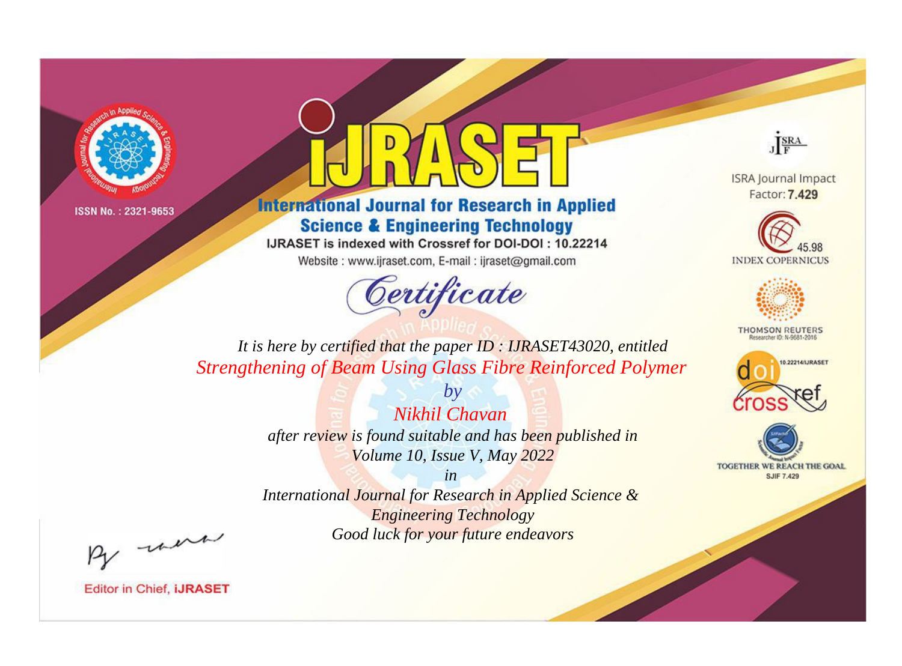ISSN No. : 2321-9653

# iJRASET

## International Journal for Research in Applied Science & Engineering Technology

IJRASET is indexed with Crossref for DOI-DOI : 10.22214

Website : www.ijraset.com, E-mail : ijraset@gmail.com

ISRA Journal Impact Factor: **7.429**

45.98 INDEX COPERNICUS

THOMSON REUTERS Researcher ID: N-9681-2016

10.22214/IJRASET

TOGETHER WE REACH THE GOAL SJIF 7.429

# *Certificate*

*It is here by certified that the paper ID : IJRASET43020, entitled*

*Strengthening of Beam Using Glass Fibre Reinforced Polymer*

*by*

*Nikhil Chavan*

*after review is found suitable and has been published in*

*Volume 10, Issue V, May 2022*

*in*

*International Journal for Research in Applied Science & Engineering Technology*

*Good luck for your future endeavors*

Editor in Chief, **iJRASET**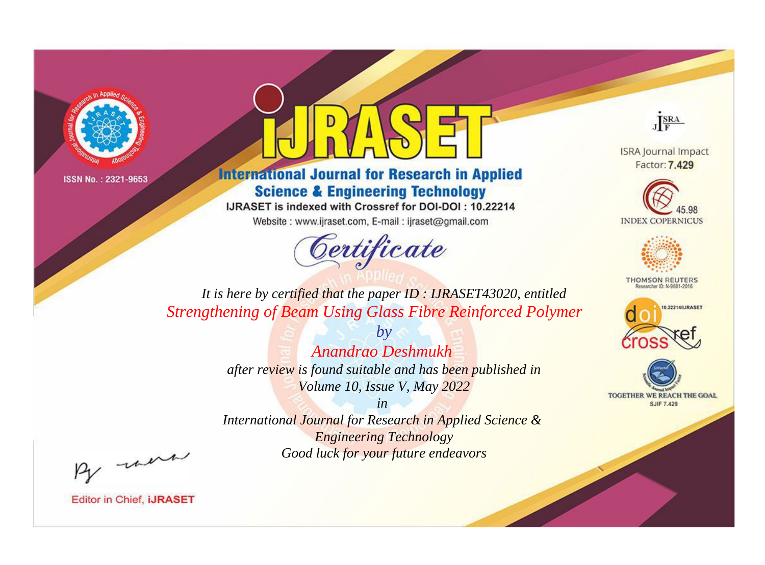ISSN No. : 2321-9653

# iJRASET

## International Journal for Research in Applied Science & Engineering Technology

IJRASET is indexed with Crossref for DOI-DOI : 10.22214

Website : www.ijraset.com, E-mail : ijraset@gmail.com

ISRA Journal Impact Factor: **7.429**

45.98 INDEX COPERNICUS

THOMSON REUTERS Researcher ID: N-9681-2016

10.22214/IJRASET

TOGETHER WE REACH THE GOAL SJIF 7.429

# *Certificate*

*It is here by certified that the paper ID : IJRASET43020, entitled*

*Strengthening of Beam Using Glass Fibre Reinforced Polymer*

*by*

*Anandrao Deshmukh*

*after review is found suitable and has been published in*

*Volume 10, Issue V, May 2022*

*in*

*International Journal for Research in Applied Science & Engineering Technology*

*Good luck for your future endeavors*

Editor in Chief, **iJRASET**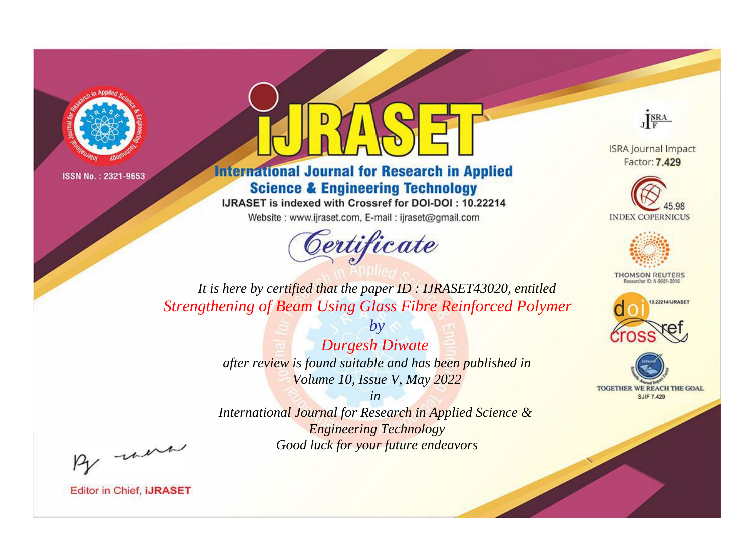ISSN No. : 2321-9653

# iJRASET

## International Journal for Research in Applied Science & Engineering Technology

IJRASET is indexed with Crossref for DOI-DOI : 10.22214

Website : www.ijraset.com, E-mail : ijraset@gmail.com

ISRA Journal Impact Factor: **7.429**

45.98 INDEX COPERNICUS

THOMSON REUTERS Researcher ID: N-9681-2016

10.22214/IJRASET

TOGETHER WE REACH THE GOAL SJIF 7.429

# *Certificate*

*It is here by certified that the paper ID : IJRASET43020, entitled*

*Strengthening of Beam Using Glass Fibre Reinforced Polymer*

*by*

*Durgesh Diwate*

*after review is found suitable and has been published in*

*Volume 10, Issue V, May 2022*

*in*

*International Journal for Research in Applied Science & Engineering Technology*

*Good luck for your future endeavors*

Editor in Chief, **iJRASET**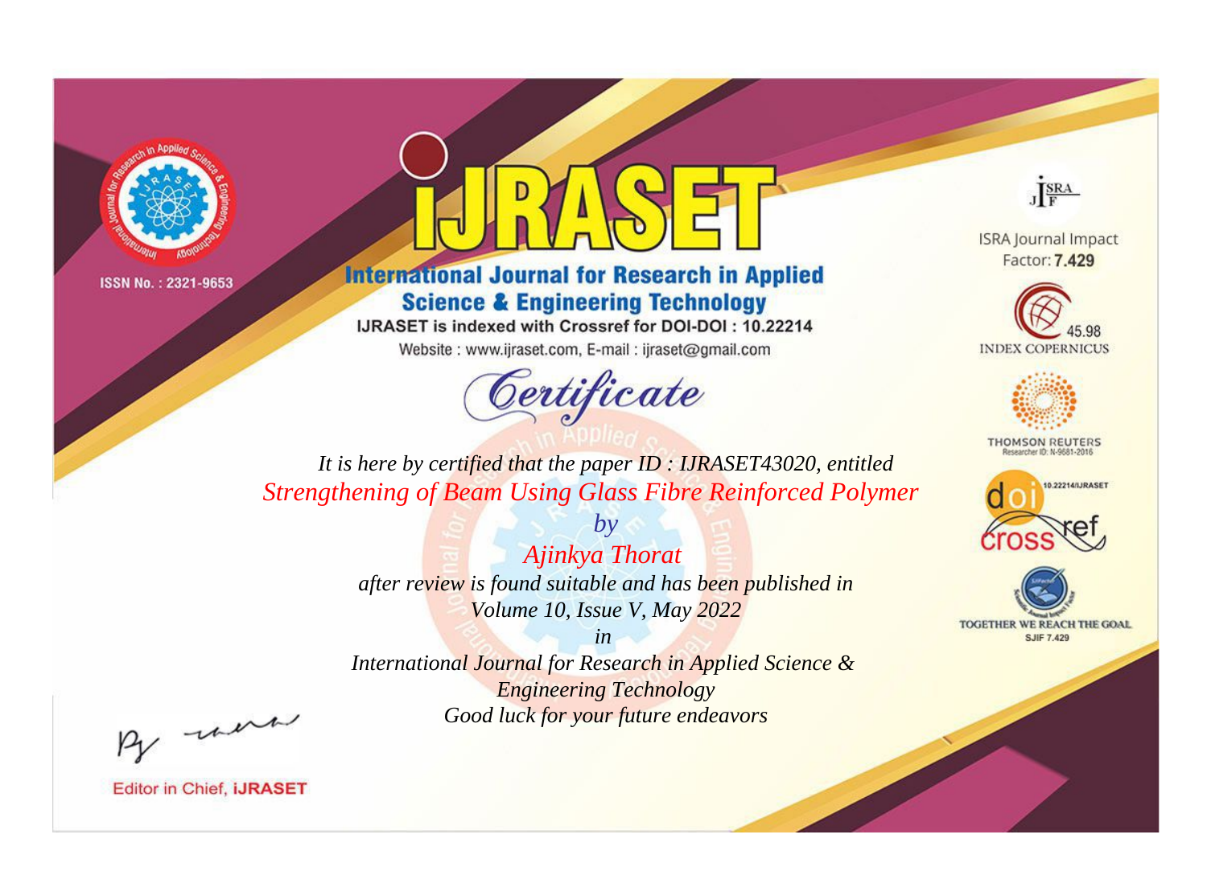ISSN No. : 2321-9653

# iJRASET

## International Journal for Research in Applied Science & Engineering Technology

IJRASET is indexed with Crossref for DOI-DOI : 10.22214

Website : www.ijraset.com, E-mail : ijraset@gmail.com

*Certificate*

*It is here by certified that the paper ID : IJRASET43020, entitled*

*Strengthening of Beam Using Glass Fibre Reinforced Polymer*

*by*

*Ajinkya Thorat*

*after review is found suitable and has been published in*

*Volume 10, Issue V, May 2022*

*in*

*International Journal for Research in Applied Science & Engineering Technology*

*Good luck for your future endeavors*

ISRA Journal Impact Factor: **7.429**

45.98 INDEX COPERNICUS

THOMSON REUTERS Researcher ID: N-9681-2016

10.22214/IJRASET

TOGETHER WE REACH THE GOAL SJIF 7.429

Editor in Chief, **iJRASET**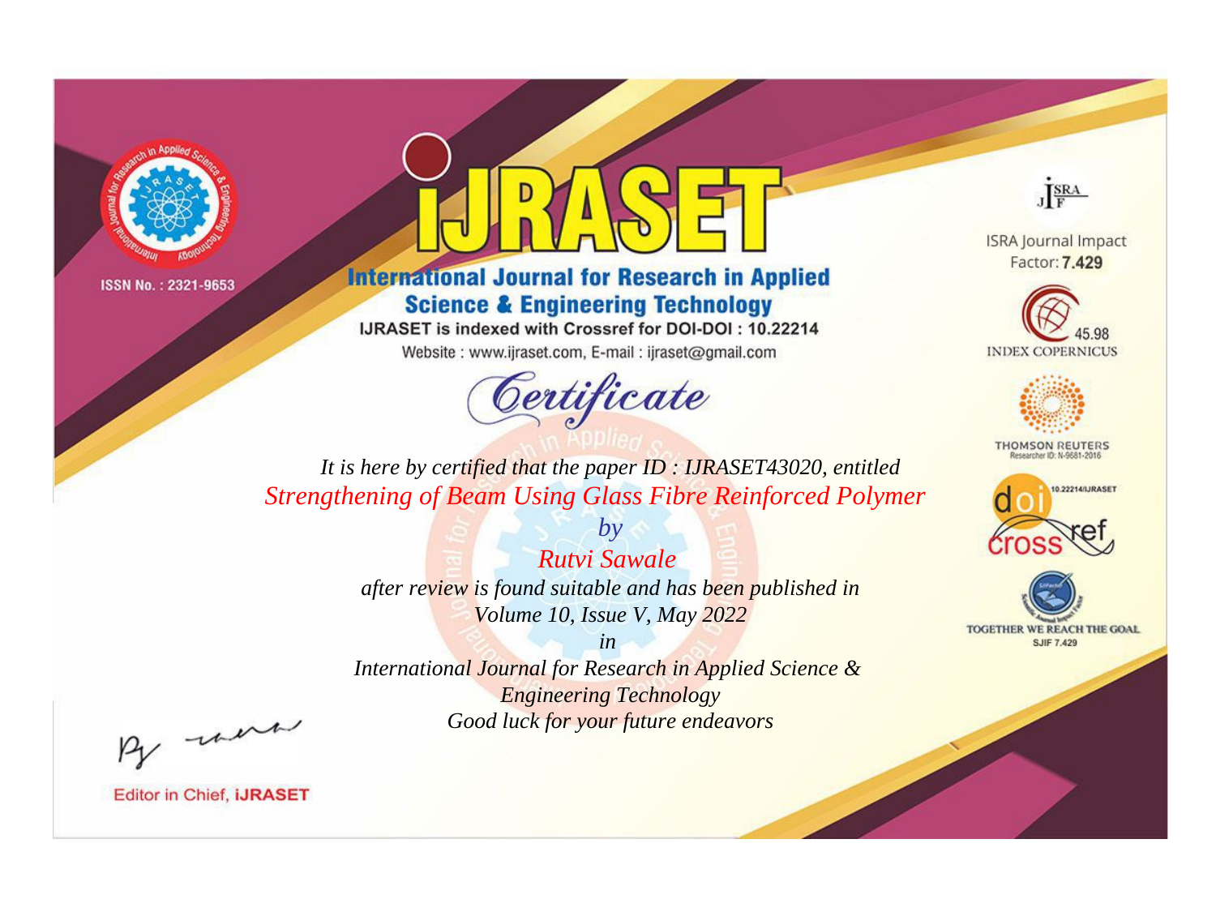ISSN No. : 2321-9653

# iJRASET

## International Journal for Research in Applied Science & Engineering Technology

IJRASET is indexed with Crossref for DOI-DOI : 10.22214

Website : www.ijraset.com, E-mail : ijraset@gmail.com

# Certificate

*It is here by certified that the paper ID : IJRASET43020, entitled*

*Strengthening of Beam Using Glass Fibre Reinforced Polymer*

*by*

*Rutvi Sawale*

*after review is found suitable and has been published in*

*Volume 10, Issue V, May 2022*

*in*

*International Journal for Research in Applied Science & Engineering Technology*

*Good luck for your future endeavors*

ISRA Journal Impact Factor: **7.429**

45.98 INDEX COPERNICUS

THOMSON REUTERS Researcher ID: N-9681-2016

10.22214/IJRASET

TOGETHER WE REACH THE GOAL SJIF 7.429

Editor in Chief, **iJRASET**